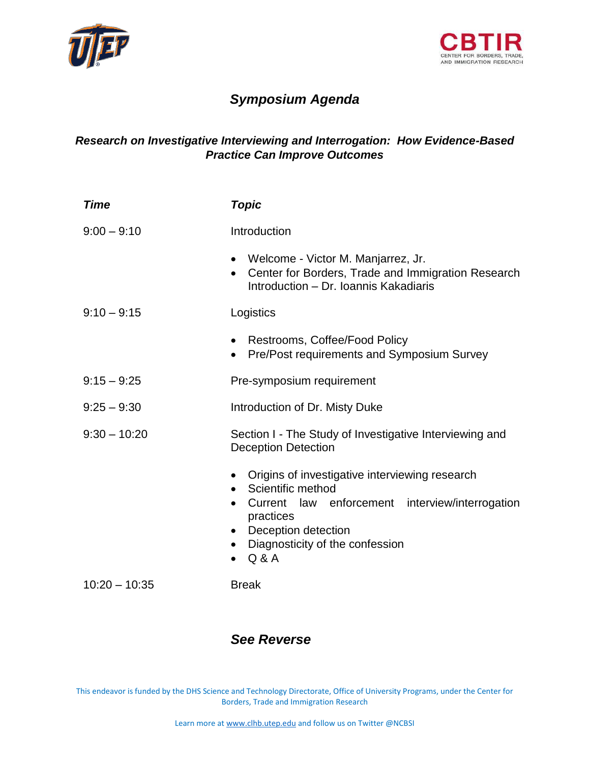CBTIR
CENTER FOR BORDERS, TRADE, AND IMMIGRATION RESEARCH

# *Symposium Agenda*

## *Research on Investigative Interviewing and Interrogation: How Evidence-Based Practice Can Improve Outcomes*

| *Time* | *Topic* |
| --- | --- |
| 9:00 – 9:10 | Introduction<br>• Welcome - Victor M. Manjarrez, Jr.<br>• Center for Borders, Trade and Immigration Research Introduction – Dr. Ioannis Kakadiaris |
| 9:10 – 9:15 | Logistics<br>• Restrooms, Coffee/Food Policy<br>• Pre/Post requirements and Symposium Survey |
| 9:15 – 9:25 | Pre-symposium requirement |
| 9:25 – 9:30 | Introduction of Dr. Misty Duke |
| 9:30 – 10:20 | Section I - The Study of Investigative Interviewing and Deception Detection<br>• Origins of investigative interviewing research<br>• Scientific method<br>• Current law enforcement interview/interrogation practices<br>• Deception detection<br>• Diagnosticity of the confession<br>• Q & A |
| 10:20 – 10:35 | Break |

### *See Reverse*

This endeavor is funded by the DHS Science and Technology Directorate, Office of University Programs, under the Center for Borders, Trade and Immigration Research

Learn more at www.clhb.utep.edu and follow us on Twitter @NCBSI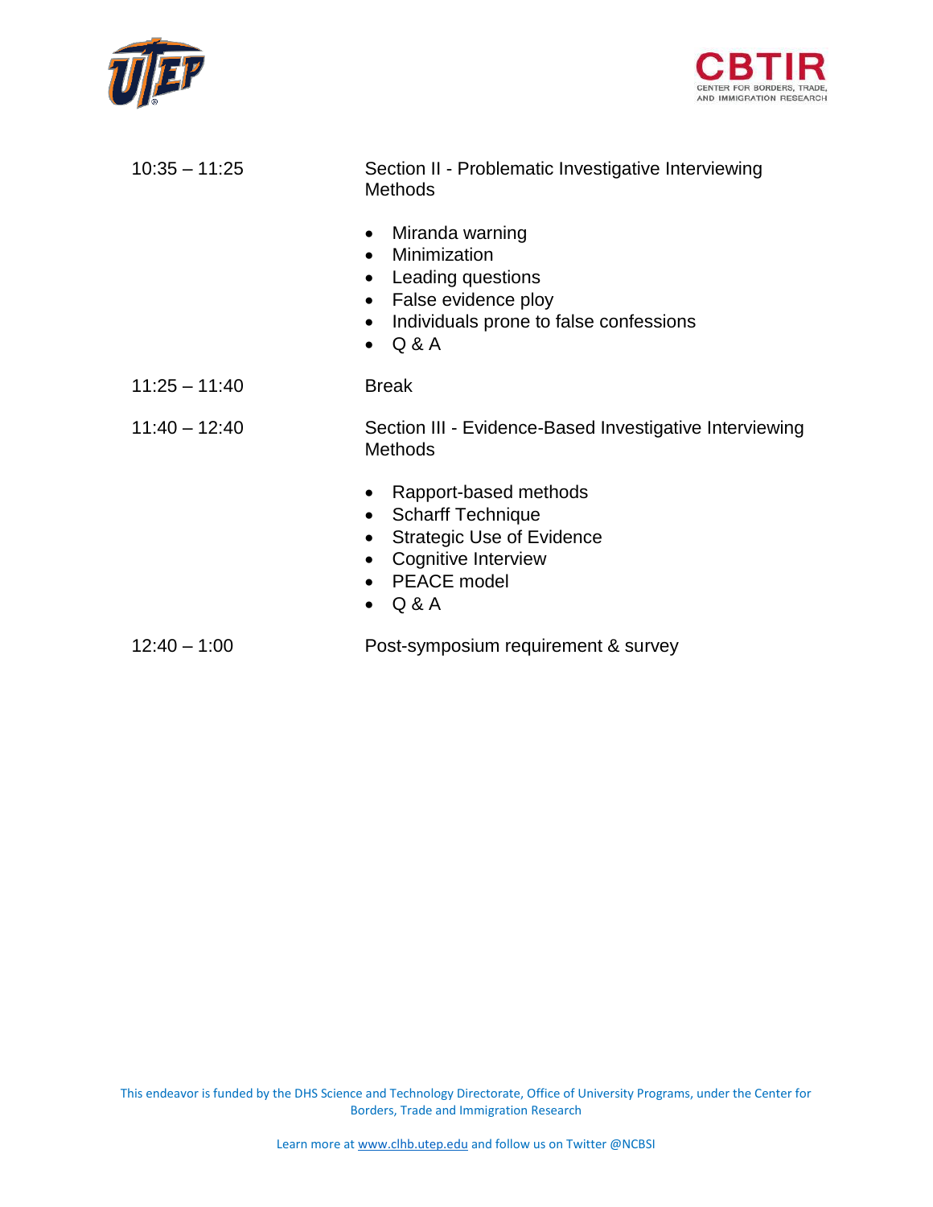| | |
|---|---|
| 10:35 – 11:25 | Section II - Problematic Investigative Interviewing Methods<br><br>• Miranda warning<br>• Minimization<br>• Leading questions<br>• False evidence ploy<br>• Individuals prone to false confessions<br>• Q & A |
| 11:25 – 11:40 | Break |
| 11:40 – 12:40 | Section III - Evidence-Based Investigative Interviewing Methods<br><br>• Rapport-based methods<br>• Scharff Technique<br>• Strategic Use of Evidence<br>• Cognitive Interview<br>• PEACE model<br>• Q & A |
| 12:40 – 1:00 | Post-symposium requirement & survey |

This endeavor is funded by the DHS Science and Technology Directorate, Office of University Programs, under the Center for Borders, Trade and Immigration Research

Learn more at www.clhb.utep.edu and follow us on Twitter @NCBSI